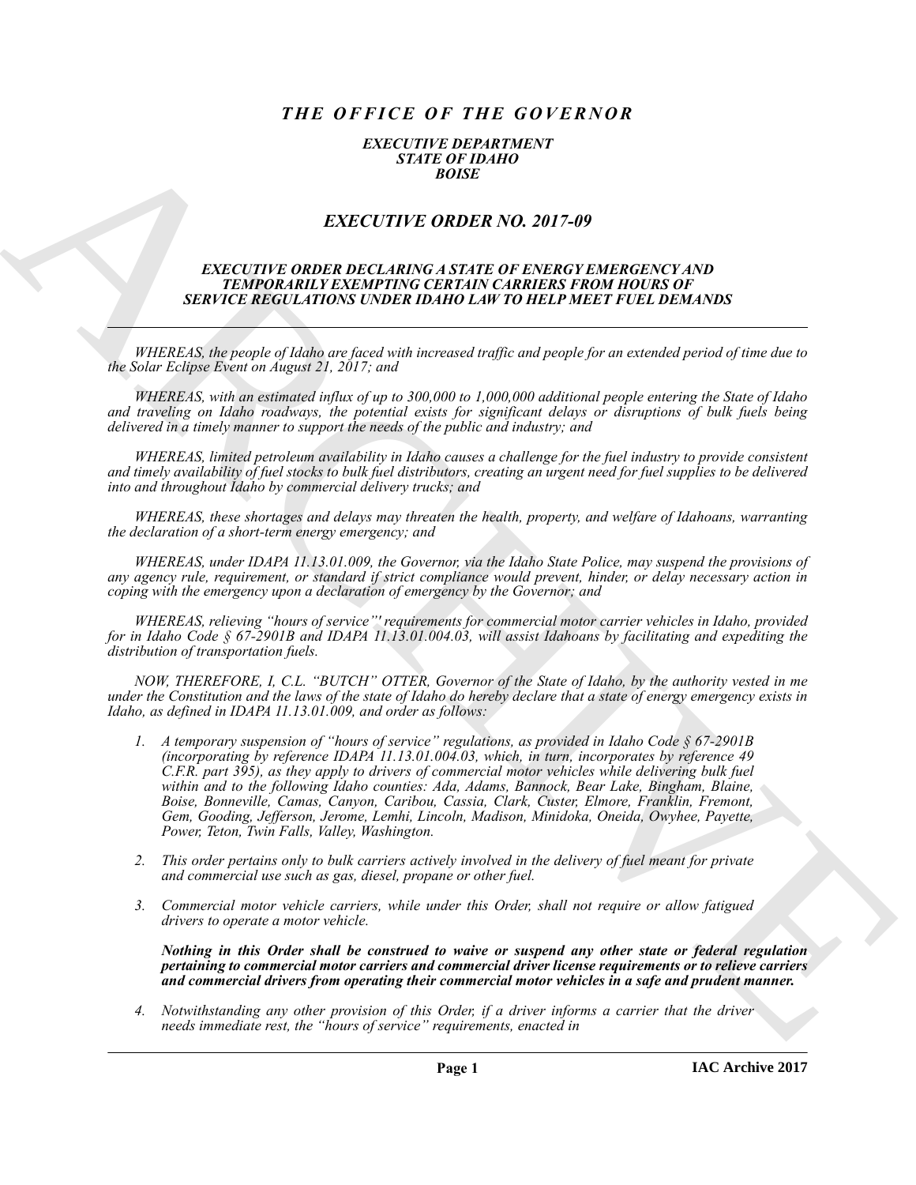# *THE OFFICE OF THE GOVERNOR*

***EXECUTIVE DEPARTMENT***
***STATE OF IDAHO***
***BOISE***

## *EXECUTIVE ORDER NO. 2017-09*

### *EXECUTIVE ORDER DECLARING A STATE OF ENERGY EMERGENCY AND TEMPORARILY EXEMPTING CERTAIN CARRIERS FROM HOURS OF SERVICE REGULATIONS UNDER IDAHO LAW TO HELP MEET FUEL DEMANDS*

---

*WHEREAS, the people of Idaho are faced with increased traffic and people for an extended period of time due to the Solar Eclipse Event on August 21, 2017; and*

*WHEREAS, with an estimated influx of up to 300,000 to 1,000,000 additional people entering the State of Idaho and traveling on Idaho roadways, the potential exists for significant delays or disruptions of bulk fuels being delivered in a timely manner to support the needs of the public and industry; and*

*WHEREAS, limited petroleum availability in Idaho causes a challenge for the fuel industry to provide consistent and timely availability of fuel stocks to bulk fuel distributors, creating an urgent need for fuel supplies to be delivered into and throughout Idaho by commercial delivery trucks; and*

*WHEREAS, these shortages and delays may threaten the health, property, and welfare of Idahoans, warranting the declaration of a short-term energy emergency; and*

*WHEREAS, under IDAPA 11.13.01.009, the Governor, via the Idaho State Police, may suspend the provisions of any agency rule, requirement, or standard if strict compliance would prevent, hinder, or delay necessary action in coping with the emergency upon a declaration of emergency by the Governor; and*

*WHEREAS, relieving "hours of service"[1] requirements for commercial motor carrier vehicles in Idaho, provided for in Idaho Code § 67-2901B and IDAPA 11.13.01.004.03, will assist Idahoans by facilitating and expediting the distribution of transportation fuels.*

*NOW, THEREFORE, I, C.L. "BUTCH" OTTER, Governor of the State of Idaho, by the authority vested in me under the Constitution and the laws of the state of Idaho do hereby declare that a state of energy emergency exists in Idaho, as defined in IDAPA 11.13.01.009, and order as follows:*

1. *A temporary suspension of "hours of service" regulations, as provided in Idaho Code § 67-2901B (incorporating by reference IDAPA 11.13.01.004.03, which, in turn, incorporates by reference 49 C.F.R. part 395), as they apply to drivers of commercial motor vehicles while delivering bulk fuel within and to the following Idaho counties: Ada, Adams, Bannock, Bear Lake, Bingham, Blaine, Boise, Bonneville, Camas, Canyon, Caribou, Cassia, Clark, Custer, Elmore, Franklin, Fremont, Gem, Gooding, Jefferson, Jerome, Lemhi, Lincoln, Madison, Minidoka, Oneida, Owyhee, Payette, Power, Teton, Twin Falls, Valley, Washington.*

2. *This order pertains only to bulk carriers actively involved in the delivery of fuel meant for private and commercial use such as gas, diesel, propane or other fuel.*

3. *Commercial motor vehicle carriers, while under this Order, shall not require or allow fatigued drivers to operate a motor vehicle.*

   ***Nothing in this Order shall be construed to waive or suspend any other state or federal regulation pertaining to commercial motor carriers and commercial driver license requirements or to relieve carriers and commercial drivers from operating their commercial motor vehicles in a safe and prudent manner.***

4. *Notwithstanding any other provision of this Order, if a driver informs a carrier that the driver needs immediate rest, the "hours of service" requirements, enacted in*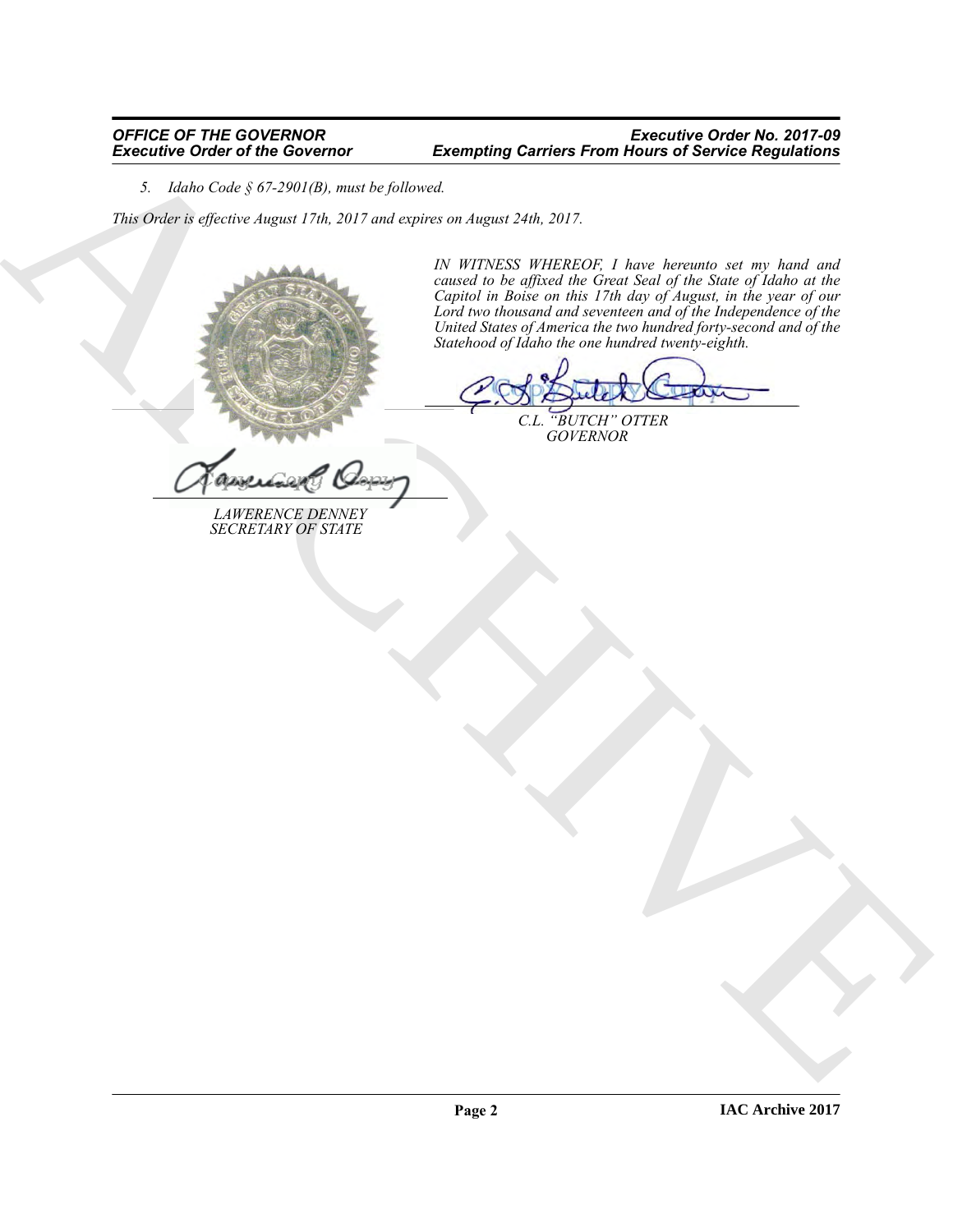5. *Idaho Code § 67-2901(B), must be followed.*

*This Order is effective August 17th, 2017 and expires on August 24th, 2017.*

*IN WITNESS WHEREOF, I have hereunto set my hand and caused to be affixed the Great Seal of the State of Idaho at the Capitol in Boise on this 17th day of August, in the year of our Lord two thousand and seventeen and of the Independence of the United States of America the two hundred forty-second and of the Statehood of Idaho the one hundred twenty-eighth.*

*C.L. "BUTCH" OTTER*
*GOVERNOR*

*LAWERENCE DENNEY*
*SECRETARY OF STATE*